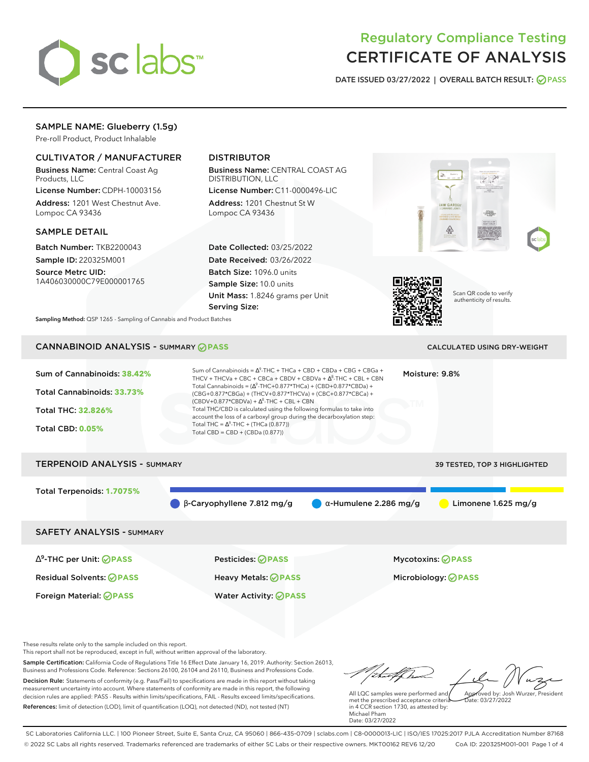# Regulatory Compliance Testing
# CERTIFICATE OF ANALYSIS

**DATE ISSUED 03/27/2022 | OVERALL BATCH RESULT: PASS**

## SAMPLE NAME: Glueberry (1.5g)

Pre-roll Product, Product Inhalable

### CULTIVATOR / MANUFACTURER

**Business Name:** Central Coast Ag Products, LLC

**License Number:** CDPH-10003156

**Address:** 1201 West Chestnut Ave. Lompoc CA 93436

### DISTRIBUTOR

**Business Name:** CENTRAL COAST AG DISTRIBUTION, LLC

**License Number:** C11-0000496-LIC

**Address:** 1201 Chestnut St W Lompoc CA 93436

### SAMPLE DETAIL

**Batch Number:** TKB2200043

**Sample ID:** 220325M001

**Source Metrc UID:** 1A406030000C79E000001765

**Date Collected:** 03/25/2022

**Date Received:** 03/26/2022

**Batch Size:** 1096.0 units

**Sample Size:** 10.0 units

**Unit Mass:** 1.8246 grams per Unit

**Serving Size:**

Scan QR code to verify authenticity of results.

**Sampling Method:** QSP 1265 - Sampling of Cannabis and Product Batches

## CANNABINOID ANALYSIS - SUMMARY PASS

CALCULATED USING DRY-WEIGHT

Sum of Cannabinoids: **38.42%**

Total Cannabinoids: **33.73%**

Total THC: **32.826%**

Total CBD: **0.05%**

Sum of Cannabinoids = $\Delta^9$-THC + THCa + CBD + CBDa + CBG + CBGa + THCV + THCVa + CBC + CBCa + CBDV + CBDVa + $\Delta^8$-THC + CBL + CBN

Total Cannabinoids = ($\Delta^9$-THC+0.877*THCa) + (CBD+0.877*CBDa) + (CBG+0.877*CBGa) + (THCV+0.877*THCVa) + (CBC+0.877*CBCa) + (CBDV+0.877*CBDVa) + $\Delta^8$-THC + CBL + CBN

Total THC/CBD is calculated using the following formulas to take into account the loss of a carboxyl group during the decarboxylation step:

Total THC = $\Delta^9$-THC + (THCa (0.877))

Total CBD = CBD + (CBDa (0.877))

Moisture: 9.8%

## TERPENOID ANALYSIS - SUMMARY

39 TESTED, TOP 3 HIGHLIGHTED

Total Terpenoids: **1.7075%**

- β-Caryophyllene 7.812 mg/g
- α-Humulene 2.286 mg/g
- Limonene 1.625 mg/g

## SAFETY ANALYSIS - SUMMARY

| | | |
|---|---|---|
| $\Delta^9$-THC per Unit: PASS | Pesticides: PASS | Mycotoxins: PASS |
| Residual Solvents: PASS | Heavy Metals: PASS | Microbiology: PASS |
| Foreign Material: PASS | Water Activity: PASS | |

These results relate only to the sample included on this report.
This report shall not be reproduced, except in full, without written approval of the laboratory.

**Sample Certification:** California Code of Regulations Title 16 Effect Date January 16, 2019. Authority: Section 26013, Business and Professions Code. Reference: Sections 26100, 26104 and 26110, Business and Professions Code.

**Decision Rule:** Statements of conformity (e.g. Pass/Fail) to specifications are made in this report without taking measurement uncertainty into account. Where statements of conformity are made in this report, the following decision rules are applied: PASS - Results within limits/specifications, FAIL - Results exceed limits/specifications.

**References:** limit of detection (LOD), limit of quantification (LOQ), not detected (ND), not tested (NT)

All LQC samples were performed and met the prescribed acceptance criteria in 4 CCR section 1730, as attested by: Michael Pham
Date: 03/27/2022

Approved by: Josh Wurzer, President
Date: 03/27/2022

SC Laboratories California LLC. | 100 Pioneer Street, Suite E, Santa Cruz, CA 95060 | 866-435-0709 | sclabs.com | C8-0000013-LIC | ISO/IES 17025:2017 PJLA Accreditation Number 87168
© 2022 SC Labs all rights reserved. Trademarks referenced are trademarks of either SC Labs or their respective owners. MKT00162 REV6 12/20 CoA ID: 220325M001-001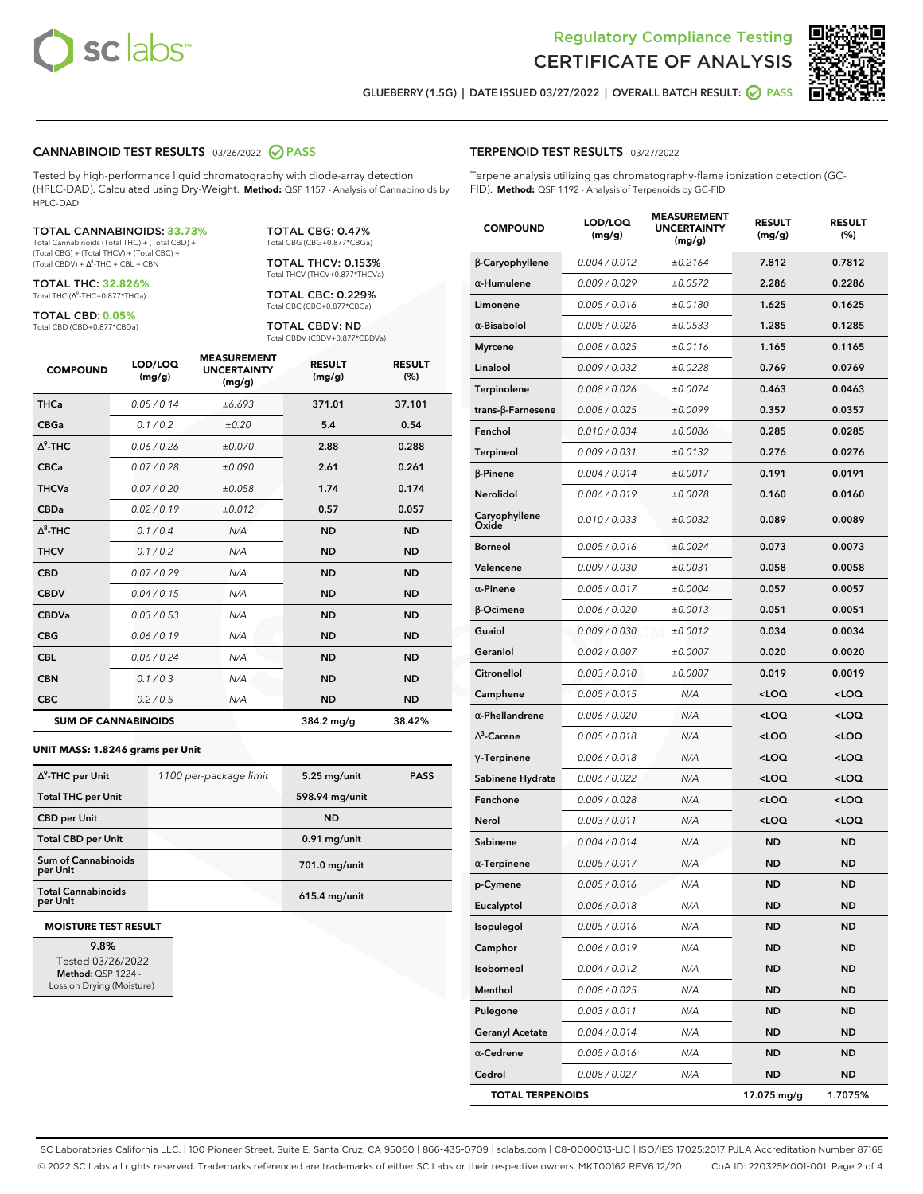Regulatory Compliance Testing
# CERTIFICATE OF ANALYSIS

GLUEBERRY (1.5G) | DATE ISSUED 03/27/2022 | OVERALL BATCH RESULT: PASS

## CANNABINOID TEST RESULTS - 03/26/2022 PASS

Tested by high-performance liquid chromatography with diode-array detection (HPLC-DAD). Calculated using Dry-Weight. **Method:** QSP 1157 - Analysis of Cannabinoids by HPLC-DAD

**TOTAL CANNABINOIDS: 33.73%**
Total Cannabinoids (Total THC) + (Total CBD) + (Total CBG) + (Total THCV) + (Total CBC) + (Total CBDV) + Δ⁸-THC + CBL + CBN

**TOTAL THC: 32.826%**
Total THC (Δ⁹-THC+0.877*THCa)

**TOTAL CBD: 0.05%**
Total CBD (CBD+0.877*CBDa)

**TOTAL CBG: 0.47%**
Total CBG (CBG+0.877*CBGa)

**TOTAL THCV: 0.153%**
Total THCV (THCV+0.877*THCVa)

**TOTAL CBC: 0.229%**
Total CBC (CBC+0.877*CBCa)

**TOTAL CBDV: ND**
Total CBDV (CBDV+0.877*CBDVa)

| COMPOUND | LOD/LOQ (mg/g) | MEASUREMENT UNCERTAINTY (mg/g) | RESULT (mg/g) | RESULT (%) |
|---|---|---|---|---|
| THCa | 0.05 / 0.14 | ±6.693 | 371.01 | 37.101 |
| CBGa | 0.1 / 0.2 | ±0.20 | 5.4 | 0.54 |
| Δ⁹-THC | 0.06 / 0.26 | ±0.070 | 2.88 | 0.288 |
| CBCa | 0.07 / 0.28 | ±0.090 | 2.61 | 0.261 |
| THCVa | 0.07 / 0.20 | ±0.058 | 1.74 | 0.174 |
| CBDa | 0.02 / 0.19 | ±0.012 | 0.57 | 0.057 |
| Δ⁸-THC | 0.1 / 0.4 | N/A | ND | ND |
| THCV | 0.1 / 0.2 | N/A | ND | ND |
| CBD | 0.07 / 0.29 | N/A | ND | ND |
| CBDV | 0.04 / 0.15 | N/A | ND | ND |
| CBDVa | 0.03 / 0.53 | N/A | ND | ND |
| CBG | 0.06 / 0.19 | N/A | ND | ND |
| CBL | 0.06 / 0.24 | N/A | ND | ND |
| CBN | 0.1 / 0.3 | N/A | ND | ND |
| CBC | 0.2 / 0.5 | N/A | ND | ND |
| **SUM OF CANNABINOIDS** | | | **384.2 mg/g** | **38.42%** |

**UNIT MASS: 1.8246 grams per Unit**

| | | | |
|---|---|---|---|
| Δ⁹-THC per Unit | 1100 per-package limit | 5.25 mg/unit | PASS |
| Total THC per Unit | | 598.94 mg/unit | |
| CBD per Unit | | ND | |
| Total CBD per Unit | | 0.91 mg/unit | |
| Sum of Cannabinoids per Unit | | 701.0 mg/unit | |
| Total Cannabinoids per Unit | | 615.4 mg/unit | |

**MOISTURE TEST RESULT**

9.8%
Tested 03/26/2022
**Method:** QSP 1224 - Loss on Drying (Moisture)

## TERPENOID TEST RESULTS - 03/27/2022

Terpene analysis utilizing gas chromatography-flame ionization detection (GC-FID). **Method:** QSP 1192 - Analysis of Terpenoids by GC-FID

| COMPOUND | LOD/LOQ (mg/g) | MEASUREMENT UNCERTAINTY (mg/g) | RESULT (mg/g) | RESULT (%) |
|---|---|---|---|---|
| β-Caryophyllene | 0.004 / 0.012 | ±0.2164 | 7.812 | 0.7812 |
| α-Humulene | 0.009 / 0.029 | ±0.0572 | 2.286 | 0.2286 |
| Limonene | 0.005 / 0.016 | ±0.0180 | 1.625 | 0.1625 |
| α-Bisabolol | 0.008 / 0.026 | ±0.0533 | 1.285 | 0.1285 |
| Myrcene | 0.008 / 0.025 | ±0.0116 | 1.165 | 0.1165 |
| Linalool | 0.009 / 0.032 | ±0.0228 | 0.769 | 0.0769 |
| Terpinolene | 0.008 / 0.026 | ±0.0074 | 0.463 | 0.0463 |
| trans-β-Farnesene | 0.008 / 0.025 | ±0.0099 | 0.357 | 0.0357 |
| Fenchol | 0.010 / 0.034 | ±0.0086 | 0.285 | 0.0285 |
| Terpineol | 0.009 / 0.031 | ±0.0132 | 0.276 | 0.0276 |
| β-Pinene | 0.004 / 0.014 | ±0.0017 | 0.191 | 0.0191 |
| Nerolidol | 0.006 / 0.019 | ±0.0078 | 0.160 | 0.0160 |
| Caryophyllene Oxide | 0.010 / 0.033 | ±0.0032 | 0.089 | 0.0089 |
| Borneol | 0.005 / 0.016 | ±0.0024 | 0.073 | 0.0073 |
| Valencene | 0.009 / 0.030 | ±0.0031 | 0.058 | 0.0058 |
| α-Pinene | 0.005 / 0.017 | ±0.0004 | 0.057 | 0.0057 |
| β-Ocimene | 0.006 / 0.020 | ±0.0013 | 0.051 | 0.0051 |
| Guaiol | 0.009 / 0.030 | ±0.0012 | 0.034 | 0.0034 |
| Geraniol | 0.002 / 0.007 | ±0.0007 | 0.020 | 0.0020 |
| Citronellol | 0.003 / 0.010 | ±0.0007 | 0.019 | 0.0019 |
| Camphene | 0.005 / 0.015 | N/A | <LOQ | <LOQ |
| α-Phellandrene | 0.006 / 0.020 | N/A | <LOQ | <LOQ |
| Δ³-Carene | 0.005 / 0.018 | N/A | <LOQ | <LOQ |
| γ-Terpinene | 0.006 / 0.018 | N/A | <LOQ | <LOQ |
| Sabinene Hydrate | 0.006 / 0.022 | N/A | <LOQ | <LOQ |
| Fenchone | 0.009 / 0.028 | N/A | <LOQ | <LOQ |
| Nerol | 0.003 / 0.011 | N/A | <LOQ | <LOQ |
| Sabinene | 0.004 / 0.014 | N/A | ND | ND |
| α-Terpinene | 0.005 / 0.017 | N/A | ND | ND |
| p-Cymene | 0.005 / 0.016 | N/A | ND | ND |
| Eucalyptol | 0.006 / 0.018 | N/A | ND | ND |
| Isopulegol | 0.005 / 0.016 | N/A | ND | ND |
| Camphor | 0.006 / 0.019 | N/A | ND | ND |
| Isoborneol | 0.004 / 0.012 | N/A | ND | ND |
| Menthol | 0.008 / 0.025 | N/A | ND | ND |
| Pulegone | 0.003 / 0.011 | N/A | ND | ND |
| Geranyl Acetate | 0.004 / 0.014 | N/A | ND | ND |
| α-Cedrene | 0.005 / 0.016 | N/A | ND | ND |
| Cedrol | 0.008 / 0.027 | N/A | ND | ND |
| **TOTAL TERPENOIDS** | | | **17.075 mg/g** | **1.7075%** |

SC Laboratories California LLC. | 100 Pioneer Street, Suite E, Santa Cruz, CA 95060 | 866-435-0709 | sclabs.com | C8-0000013-LIC | ISO/IES 17025:2017 PJLA Accreditation Number 87168
© 2022 SC Labs all rights reserved. Trademarks referenced are trademarks of either SC Labs or their respective owners. MKT00162 REV6 12/20 CoA ID: 220325M001-001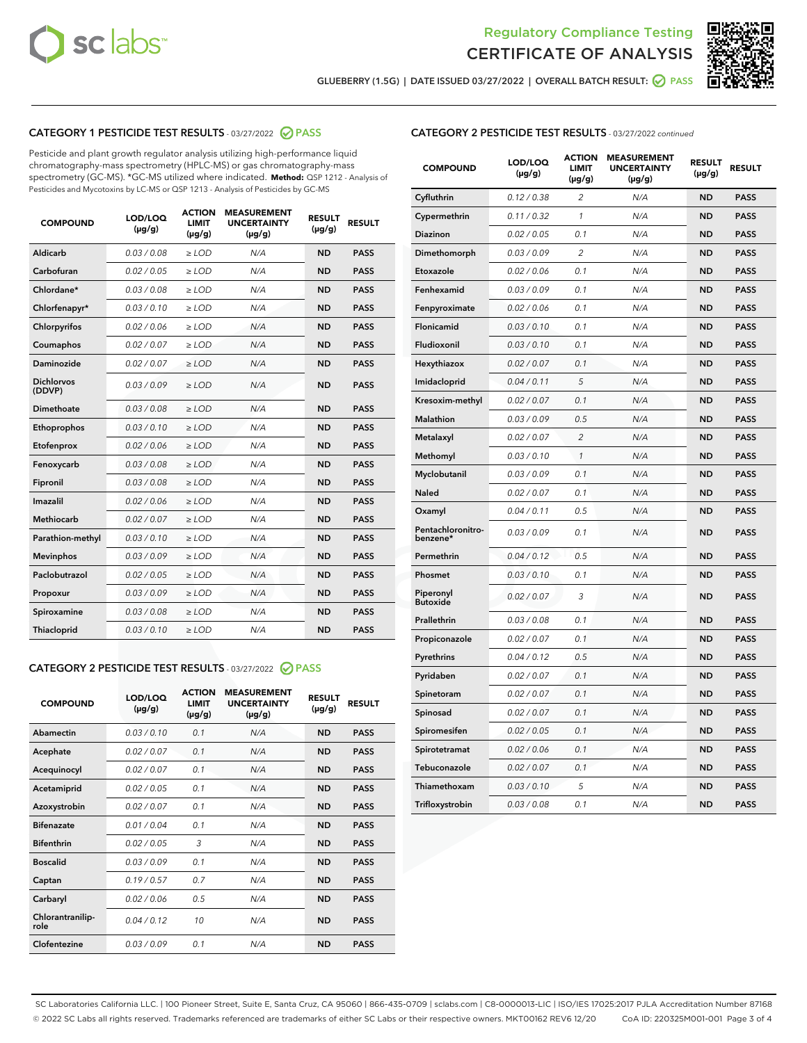Regulatory Compliance Testing
CERTIFICATE OF ANALYSIS

GLUEBERRY (1.5G) | DATE ISSUED 03/27/2022 | OVERALL BATCH RESULT: PASS

## CATEGORY 1 PESTICIDE TEST RESULTS - 03/27/2022 PASS

Pesticide and plant growth regulator analysis utilizing high-performance liquid chromatography-mass spectrometry (HPLC-MS) or gas chromatography-mass spectrometry (GC-MS). *GC-MS utilized where indicated. **Method:** QSP 1212 - Analysis of Pesticides and Mycotoxins by LC-MS or QSP 1213 - Analysis of Pesticides by GC-MS

| COMPOUND | LOD/LOQ (µg/g) | ACTION LIMIT (µg/g) | MEASUREMENT UNCERTAINTY (µg/g) | RESULT (µg/g) | RESULT |
|---|---|---|---|---|---|
| Aldicarb | 0.03 / 0.08 | ≥ LOD | N/A | ND | PASS |
| Carbofuran | 0.02 / 0.05 | ≥ LOD | N/A | ND | PASS |
| Chlordane* | 0.03 / 0.08 | ≥ LOD | N/A | ND | PASS |
| Chlorfenapyr* | 0.03 / 0.10 | ≥ LOD | N/A | ND | PASS |
| Chlorpyrifos | 0.02 / 0.06 | ≥ LOD | N/A | ND | PASS |
| Coumaphos | 0.02 / 0.07 | ≥ LOD | N/A | ND | PASS |
| Daminozide | 0.02 / 0.07 | ≥ LOD | N/A | ND | PASS |
| Dichlorvos (DDVP) | 0.03 / 0.09 | ≥ LOD | N/A | ND | PASS |
| Dimethoate | 0.03 / 0.08 | ≥ LOD | N/A | ND | PASS |
| Ethoprophos | 0.03 / 0.10 | ≥ LOD | N/A | ND | PASS |
| Etofenprox | 0.02 / 0.06 | ≥ LOD | N/A | ND | PASS |
| Fenoxycarb | 0.03 / 0.08 | ≥ LOD | N/A | ND | PASS |
| Fipronil | 0.03 / 0.08 | ≥ LOD | N/A | ND | PASS |
| Imazalil | 0.02 / 0.06 | ≥ LOD | N/A | ND | PASS |
| Methiocarb | 0.02 / 0.07 | ≥ LOD | N/A | ND | PASS |
| Parathion-methyl | 0.03 / 0.10 | ≥ LOD | N/A | ND | PASS |
| Mevinphos | 0.03 / 0.09 | ≥ LOD | N/A | ND | PASS |
| Paclobutrazol | 0.02 / 0.05 | ≥ LOD | N/A | ND | PASS |
| Propoxur | 0.03 / 0.09 | ≥ LOD | N/A | ND | PASS |
| Spiroxamine | 0.03 / 0.08 | ≥ LOD | N/A | ND | PASS |
| Thiacloprid | 0.03 / 0.10 | ≥ LOD | N/A | ND | PASS |

## CATEGORY 2 PESTICIDE TEST RESULTS - 03/27/2022 PASS

| COMPOUND | LOD/LOQ (µg/g) | ACTION LIMIT (µg/g) | MEASUREMENT UNCERTAINTY (µg/g) | RESULT (µg/g) | RESULT |
|---|---|---|---|---|---|
| Abamectin | 0.03 / 0.10 | 0.1 | N/A | ND | PASS |
| Acephate | 0.02 / 0.07 | 0.1 | N/A | ND | PASS |
| Acequinocyl | 0.02 / 0.07 | 0.1 | N/A | ND | PASS |
| Acetamiprid | 0.02 / 0.05 | 0.1 | N/A | ND | PASS |
| Azoxystrobin | 0.02 / 0.07 | 0.1 | N/A | ND | PASS |
| Bifenazate | 0.01 / 0.04 | 0.1 | N/A | ND | PASS |
| Bifenthrin | 0.02 / 0.05 | 3 | N/A | ND | PASS |
| Boscalid | 0.03 / 0.09 | 0.1 | N/A | ND | PASS |
| Captan | 0.19 / 0.57 | 0.7 | N/A | ND | PASS |
| Carbaryl | 0.02 / 0.06 | 0.5 | N/A | ND | PASS |
| Chlorantraniliprole | 0.04 / 0.12 | 10 | N/A | ND | PASS |
| Clofentezine | 0.03 / 0.09 | 0.1 | N/A | ND | PASS |
| Cyfluthrin | 0.12 / 0.38 | 2 | N/A | ND | PASS |
| Cypermethrin | 0.11 / 0.32 | 1 | N/A | ND | PASS |
| Diazinon | 0.02 / 0.05 | 0.1 | N/A | ND | PASS |
| Dimethomorph | 0.03 / 0.09 | 2 | N/A | ND | PASS |
| Etoxazole | 0.02 / 0.06 | 0.1 | N/A | ND | PASS |
| Fenhexamid | 0.03 / 0.09 | 0.1 | N/A | ND | PASS |
| Fenpyroximate | 0.02 / 0.06 | 0.1 | N/A | ND | PASS |
| Flonicamid | 0.03 / 0.10 | 0.1 | N/A | ND | PASS |
| Fludioxonil | 0.03 / 0.10 | 0.1 | N/A | ND | PASS |
| Hexythiazox | 0.02 / 0.07 | 0.1 | N/A | ND | PASS |
| Imidacloprid | 0.04 / 0.11 | 5 | N/A | ND | PASS |
| Kresoxim-methyl | 0.02 / 0.07 | 0.1 | N/A | ND | PASS |
| Malathion | 0.03 / 0.09 | 0.5 | N/A | ND | PASS |
| Metalaxyl | 0.02 / 0.07 | 2 | N/A | ND | PASS |
| Methomyl | 0.03 / 0.10 | 1 | N/A | ND | PASS |
| Myclobutanil | 0.03 / 0.09 | 0.1 | N/A | ND | PASS |
| Naled | 0.02 / 0.07 | 0.1 | N/A | ND | PASS |
| Oxamyl | 0.04 / 0.11 | 0.5 | N/A | ND | PASS |
| Pentachloronitrobenzene* | 0.03 / 0.09 | 0.1 | N/A | ND | PASS |
| Permethrin | 0.04 / 0.12 | 0.5 | N/A | ND | PASS |
| Phosmet | 0.03 / 0.10 | 0.1 | N/A | ND | PASS |
| Piperonyl Butoxide | 0.02 / 0.07 | 3 | N/A | ND | PASS |
| Prallethrin | 0.03 / 0.08 | 0.1 | N/A | ND | PASS |
| Propiconazole | 0.02 / 0.07 | 0.1 | N/A | ND | PASS |
| Pyrethrins | 0.04 / 0.12 | 0.5 | N/A | ND | PASS |
| Pyridaben | 0.02 / 0.07 | 0.1 | N/A | ND | PASS |
| Spinetoram | 0.02 / 0.07 | 0.1 | N/A | ND | PASS |
| Spinosad | 0.02 / 0.07 | 0.1 | N/A | ND | PASS |
| Spiromesifen | 0.02 / 0.05 | 0.1 | N/A | ND | PASS |
| Spirotetramat | 0.02 / 0.06 | 0.1 | N/A | ND | PASS |
| Tebuconazole | 0.02 / 0.07 | 0.1 | N/A | ND | PASS |
| Thiamethoxam | 0.03 / 0.10 | 5 | N/A | ND | PASS |
| Trifloxystrobin | 0.03 / 0.08 | 0.1 | N/A | ND | PASS |

SC Laboratories California LLC. | 100 Pioneer Street, Suite E, Santa Cruz, CA 95060 | 866-435-0709 | sclabs.com | C8-0000013-LIC | ISO/IES 17025:2017 PJLA Accreditation Number 87168
© 2022 SC Labs all rights reserved. Trademarks referenced are trademarks of either SC Labs or their respective owners. MKT00162 REV6 12/20 CoA ID: 220325M001-001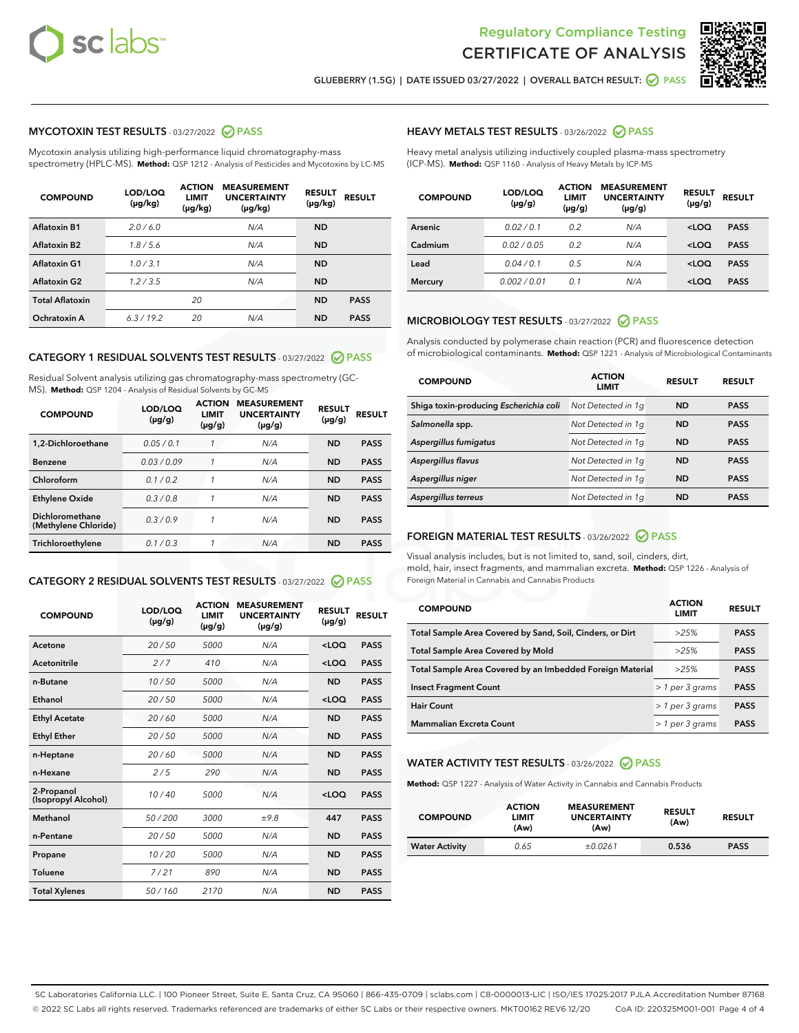Regulatory Compliance Testing

# CERTIFICATE OF ANALYSIS

GLUEBERRY (1.5G) | DATE ISSUED 03/27/2022 | OVERALL BATCH RESULT: PASS

## MYCOTOXIN TEST RESULTS - 03/27/2022 PASS

Mycotoxin analysis utilizing high-performance liquid chromatography-mass spectrometry (HPLC-MS). **Method:** QSP 1212 - Analysis of Pesticides and Mycotoxins by LC-MS

| COMPOUND | LOD/LOQ (µg/kg) | ACTION LIMIT (µg/kg) | MEASUREMENT UNCERTAINTY (µg/kg) | RESULT (µg/kg) | RESULT |
|---|---|---|---|---|---|
| Aflatoxin B1 | 2.0 / 6.0 | | N/A | ND | |
| Aflatoxin B2 | 1.8 / 5.6 | | N/A | ND | |
| Aflatoxin G1 | 1.0 / 3.1 | | N/A | ND | |
| Aflatoxin G2 | 1.2 / 3.5 | | N/A | ND | |
| Total Aflatoxin | | 20 | | ND | PASS |
| Ochratoxin A | 6.3 / 19.2 | 20 | N/A | ND | PASS |

## CATEGORY 1 RESIDUAL SOLVENTS TEST RESULTS - 03/27/2022 PASS

Residual Solvent analysis utilizing gas chromatography-mass spectrometry (GC-MS). **Method:** QSP 1204 - Analysis of Residual Solvents by GC-MS

| COMPOUND | LOD/LOQ (µg/g) | ACTION LIMIT (µg/g) | MEASUREMENT UNCERTAINTY (µg/g) | RESULT (µg/g) | RESULT |
|---|---|---|---|---|---|
| 1,2-Dichloroethane | 0.05 / 0.1 | 1 | N/A | ND | PASS |
| Benzene | 0.03 / 0.09 | 1 | N/A | ND | PASS |
| Chloroform | 0.1 / 0.2 | 1 | N/A | ND | PASS |
| Ethylene Oxide | 0.3 / 0.8 | 1 | N/A | ND | PASS |
| Dichloromethane (Methylene Chloride) | 0.3 / 0.9 | 1 | N/A | ND | PASS |
| Trichloroethylene | 0.1 / 0.3 | 1 | N/A | ND | PASS |

## CATEGORY 2 RESIDUAL SOLVENTS TEST RESULTS - 03/27/2022 PASS

| COMPOUND | LOD/LOQ (µg/g) | ACTION LIMIT (µg/g) | MEASUREMENT UNCERTAINTY (µg/g) | RESULT (µg/g) | RESULT |
|---|---|---|---|---|---|
| Acetone | 20 / 50 | 5000 | N/A | <LOQ | PASS |
| Acetonitrile | 2 / 7 | 410 | N/A | <LOQ | PASS |
| n-Butane | 10 / 50 | 5000 | N/A | ND | PASS |
| Ethanol | 20 / 50 | 5000 | N/A | <LOQ | PASS |
| Ethyl Acetate | 20 / 60 | 5000 | N/A | ND | PASS |
| Ethyl Ether | 20 / 50 | 5000 | N/A | ND | PASS |
| n-Heptane | 20 / 60 | 5000 | N/A | ND | PASS |
| n-Hexane | 2 / 5 | 290 | N/A | ND | PASS |
| 2-Propanol (Isopropyl Alcohol) | 10 / 40 | 5000 | N/A | <LOQ | PASS |
| Methanol | 50 / 200 | 3000 | ±9.8 | 447 | PASS |
| n-Pentane | 20 / 50 | 5000 | N/A | ND | PASS |
| Propane | 10 / 20 | 5000 | N/A | ND | PASS |
| Toluene | 7 / 21 | 890 | N/A | ND | PASS |
| Total Xylenes | 50 / 160 | 2170 | N/A | ND | PASS |

## HEAVY METALS TEST RESULTS - 03/26/2022 PASS

Heavy metal analysis utilizing inductively coupled plasma-mass spectrometry (ICP-MS). **Method:** QSP 1160 - Analysis of Heavy Metals by ICP-MS

| COMPOUND | LOD/LOQ (µg/g) | ACTION LIMIT (µg/g) | MEASUREMENT UNCERTAINTY (µg/g) | RESULT (µg/g) | RESULT |
|---|---|---|---|---|---|
| Arsenic | 0.02 / 0.1 | 0.2 | N/A | <LOQ | PASS |
| Cadmium | 0.02 / 0.05 | 0.2 | N/A | <LOQ | PASS |
| Lead | 0.04 / 0.1 | 0.5 | N/A | <LOQ | PASS |
| Mercury | 0.002 / 0.01 | 0.1 | N/A | <LOQ | PASS |

## MICROBIOLOGY TEST RESULTS - 03/27/2022 PASS

Analysis conducted by polymerase chain reaction (PCR) and fluorescence detection of microbiological contaminants. **Method:** QSP 1221 - Analysis of Microbiological Contaminants

| COMPOUND | ACTION LIMIT | RESULT | RESULT |
|---|---|---|---|
| *Shiga toxin-producing Escherichia coli* | Not Detected in 1g | ND | PASS |
| *Salmonella* spp. | Not Detected in 1g | ND | PASS |
| *Aspergillus fumigatus* | Not Detected in 1g | ND | PASS |
| *Aspergillus flavus* | Not Detected in 1g | ND | PASS |
| *Aspergillus niger* | Not Detected in 1g | ND | PASS |
| *Aspergillus terreus* | Not Detected in 1g | ND | PASS |

## FOREIGN MATERIAL TEST RESULTS - 03/26/2022 PASS

Visual analysis includes, but is not limited to, sand, soil, cinders, dirt, mold, hair, insect fragments, and mammalian excreta. **Method:** QSP 1226 - Analysis of Foreign Material in Cannabis and Cannabis Products

| COMPOUND | ACTION LIMIT | RESULT |
|---|---|---|
| Total Sample Area Covered by Sand, Soil, Cinders, or Dirt | >25% | PASS |
| Total Sample Area Covered by Mold | >25% | PASS |
| Total Sample Area Covered by an Imbedded Foreign Material | >25% | PASS |
| Insect Fragment Count | > 1 per 3 grams | PASS |
| Hair Count | > 1 per 3 grams | PASS |
| Mammalian Excreta Count | > 1 per 3 grams | PASS |

## WATER ACTIVITY TEST RESULTS - 03/26/2022 PASS

**Method:** QSP 1227 - Analysis of Water Activity in Cannabis and Cannabis Products

| COMPOUND | ACTION LIMIT (Aw) | MEASUREMENT UNCERTAINTY (Aw) | RESULT (Aw) | RESULT |
|---|---|---|---|---|
| Water Activity | 0.65 | ±0.0261 | 0.536 | PASS |

SC Laboratories California LLC. | 100 Pioneer Street, Suite E, Santa Cruz, CA 95060 | 866-435-0709 | sclabs.com | C8-0000013-LIC | ISO/IES 17025:2017 PJLA Accreditation Number 87168
© 2022 SC Labs all rights reserved. Trademarks referenced are trademarks of either SC Labs or their respective owners. MKT00162 REV6 12/20 CoA ID: 220325M001-001